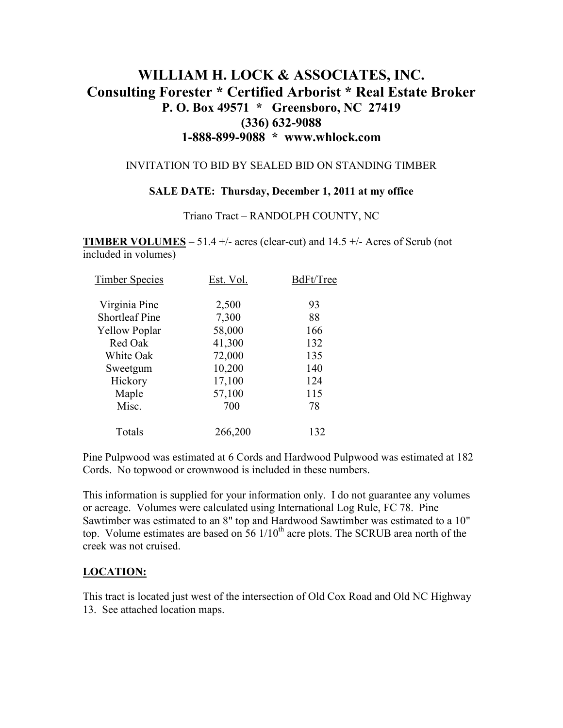# WILLIAM H. LOCK & ASSOCIATES, INC.

## Consulting Forester * Certified Arborist * Real Estate Broker

### P. O. Box 49571 * Greensboro, NC 27419
### (336) 632-9088
### 1-888-899-9088 * www.whlock.com

INVITATION TO BID BY SEALED BID ON STANDING TIMBER

**SALE DATE: Thursday, December 1, 2011 at my office**

Triano Tract – RANDOLPH COUNTY, NC

**TIMBER VOLUMES** – 51.4 +/- acres (clear-cut) and 14.5 +/- Acres of Scrub (not included in volumes)

| Timber Species | Est. Vol. | BdFt/Tree |
|---|---|---|
| Virginia Pine | 2,500 | 93 |
| Shortleaf Pine | 7,300 | 88 |
| Yellow Poplar | 58,000 | 166 |
| Red Oak | 41,300 | 132 |
| White Oak | 72,000 | 135 |
| Sweetgum | 10,200 | 140 |
| Hickory | 17,100 | 124 |
| Maple | 57,100 | 115 |
| Misc. | 700 | 78 |
| Totals | 266,200 | 132 |

Pine Pulpwood was estimated at 6 Cords and Hardwood Pulpwood was estimated at 182 Cords. No topwood or crownwood is included in these numbers.

This information is supplied for your information only. I do not guarantee any volumes or acreage. Volumes were calculated using International Log Rule, FC 78. Pine Sawtimber was estimated to an 8" top and Hardwood Sawtimber was estimated to a 10" top. Volume estimates are based on 56 1/10th acre plots. The SCRUB area north of the creek was not cruised.

**LOCATION:**

This tract is located just west of the intersection of Old Cox Road and Old NC Highway 13. See attached location maps.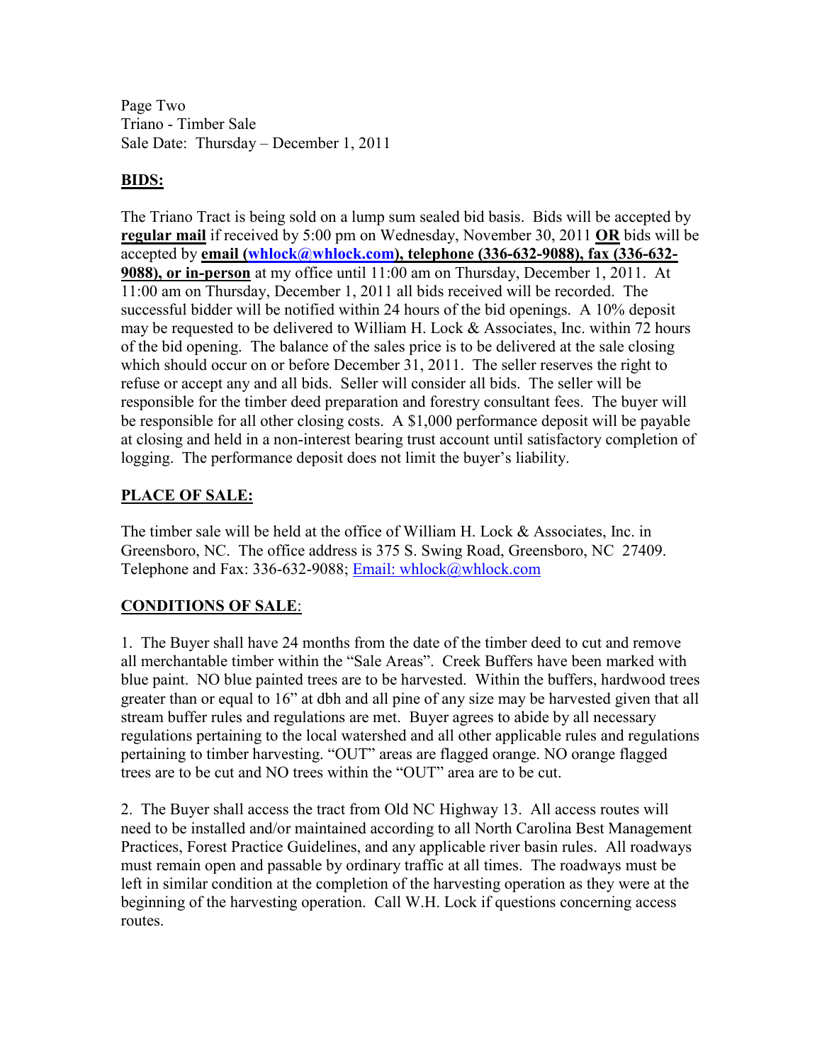Page Two
Triano - Timber Sale
Sale Date: Thursday – December 1, 2011

## BIDS:

The Triano Tract is being sold on a lump sum sealed bid basis. Bids will be accepted by **regular mail** if received by 5:00 pm on Wednesday, November 30, 2011 **OR** bids will be accepted by **email (whlock@whlock.com), telephone (336-632-9088), fax (336-632-9088), or in-person** at my office until 11:00 am on Thursday, December 1, 2011. At 11:00 am on Thursday, December 1, 2011 all bids received will be recorded. The successful bidder will be notified within 24 hours of the bid openings. A 10% deposit may be requested to be delivered to William H. Lock & Associates, Inc. within 72 hours of the bid opening. The balance of the sales price is to be delivered at the sale closing which should occur on or before December 31, 2011. The seller reserves the right to refuse or accept any and all bids. Seller will consider all bids. The seller will be responsible for the timber deed preparation and forestry consultant fees. The buyer will be responsible for all other closing costs. A $1,000 performance deposit will be payable at closing and held in a non-interest bearing trust account until satisfactory completion of logging. The performance deposit does not limit the buyer's liability.

## PLACE OF SALE:

The timber sale will be held at the office of William H. Lock & Associates, Inc. in Greensboro, NC. The office address is 375 S. Swing Road, Greensboro, NC 27409. Telephone and Fax: 336-632-9088; Email: whlock@whlock.com

## CONDITIONS OF SALE:

1. The Buyer shall have 24 months from the date of the timber deed to cut and remove all merchantable timber within the "Sale Areas". Creek Buffers have been marked with blue paint. NO blue painted trees are to be harvested. Within the buffers, hardwood trees greater than or equal to 16" at dbh and all pine of any size may be harvested given that all stream buffer rules and regulations are met. Buyer agrees to abide by all necessary regulations pertaining to the local watershed and all other applicable rules and regulations pertaining to timber harvesting. "OUT" areas are flagged orange. NO orange flagged trees are to be cut and NO trees within the "OUT" area are to be cut.

2. The Buyer shall access the tract from Old NC Highway 13. All access routes will need to be installed and/or maintained according to all North Carolina Best Management Practices, Forest Practice Guidelines, and any applicable river basin rules. All roadways must remain open and passable by ordinary traffic at all times. The roadways must be left in similar condition at the completion of the harvesting operation as they were at the beginning of the harvesting operation. Call W.H. Lock if questions concerning access routes.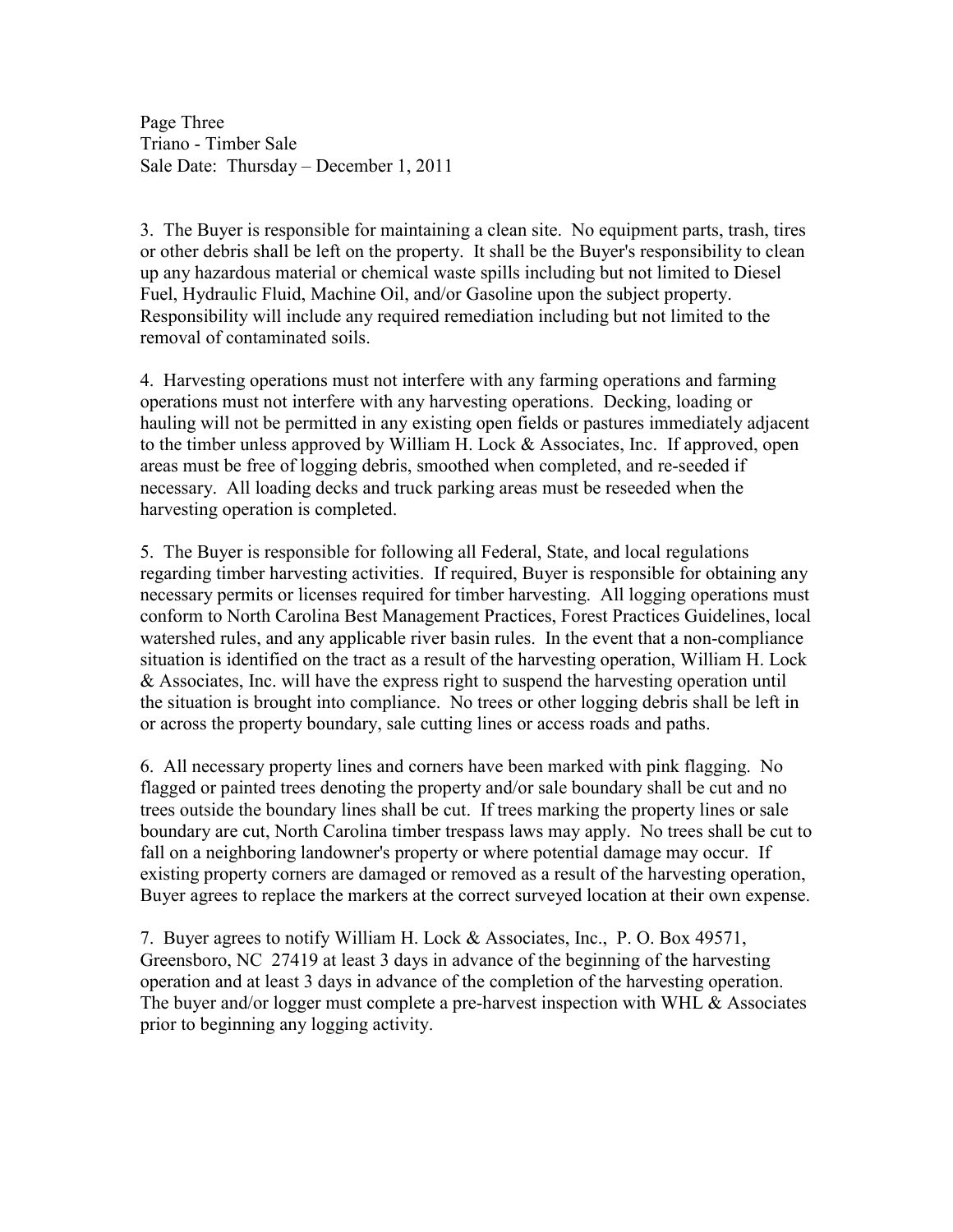3. The Buyer is responsible for maintaining a clean site. No equipment parts, trash, tires or other debris shall be left on the property. It shall be the Buyer's responsibility to clean up any hazardous material or chemical waste spills including but not limited to Diesel Fuel, Hydraulic Fluid, Machine Oil, and/or Gasoline upon the subject property. Responsibility will include any required remediation including but not limited to the removal of contaminated soils.

4. Harvesting operations must not interfere with any farming operations and farming operations must not interfere with any harvesting operations. Decking, loading or hauling will not be permitted in any existing open fields or pastures immediately adjacent to the timber unless approved by William H. Lock & Associates, Inc. If approved, open areas must be free of logging debris, smoothed when completed, and re-seeded if necessary. All loading decks and truck parking areas must be reseeded when the harvesting operation is completed.

5. The Buyer is responsible for following all Federal, State, and local regulations regarding timber harvesting activities. If required, Buyer is responsible for obtaining any necessary permits or licenses required for timber harvesting. All logging operations must conform to North Carolina Best Management Practices, Forest Practices Guidelines, local watershed rules, and any applicable river basin rules. In the event that a non-compliance situation is identified on the tract as a result of the harvesting operation, William H. Lock & Associates, Inc. will have the express right to suspend the harvesting operation until the situation is brought into compliance. No trees or other logging debris shall be left in or across the property boundary, sale cutting lines or access roads and paths.

6. All necessary property lines and corners have been marked with pink flagging. No flagged or painted trees denoting the property and/or sale boundary shall be cut and no trees outside the boundary lines shall be cut. If trees marking the property lines or sale boundary are cut, North Carolina timber trespass laws may apply. No trees shall be cut to fall on a neighboring landowner's property or where potential damage may occur. If existing property corners are damaged or removed as a result of the harvesting operation, Buyer agrees to replace the markers at the correct surveyed location at their own expense.

7. Buyer agrees to notify William H. Lock & Associates, Inc., P. O. Box 49571, Greensboro, NC 27419 at least 3 days in advance of the beginning of the harvesting operation and at least 3 days in advance of the completion of the harvesting operation. The buyer and/or logger must complete a pre-harvest inspection with WHL & Associates prior to beginning any logging activity.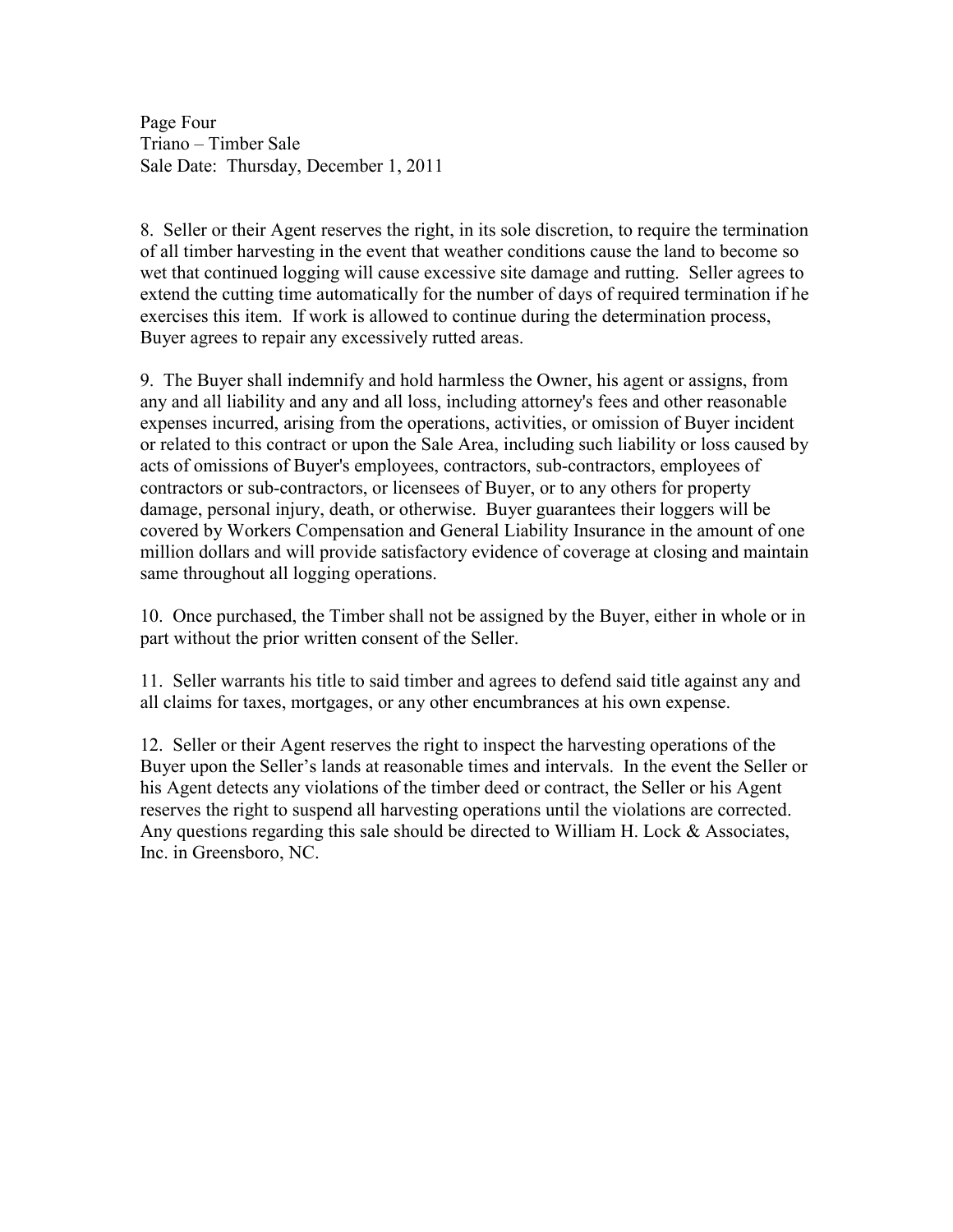8. Seller or their Agent reserves the right, in its sole discretion, to require the termination of all timber harvesting in the event that weather conditions cause the land to become so wet that continued logging will cause excessive site damage and rutting. Seller agrees to extend the cutting time automatically for the number of days of required termination if he exercises this item. If work is allowed to continue during the determination process, Buyer agrees to repair any excessively rutted areas.

9. The Buyer shall indemnify and hold harmless the Owner, his agent or assigns, from any and all liability and any and all loss, including attorney's fees and other reasonable expenses incurred, arising from the operations, activities, or omission of Buyer incident or related to this contract or upon the Sale Area, including such liability or loss caused by acts of omissions of Buyer's employees, contractors, sub-contractors, employees of contractors or sub-contractors, or licensees of Buyer, or to any others for property damage, personal injury, death, or otherwise. Buyer guarantees their loggers will be covered by Workers Compensation and General Liability Insurance in the amount of one million dollars and will provide satisfactory evidence of coverage at closing and maintain same throughout all logging operations.

10. Once purchased, the Timber shall not be assigned by the Buyer, either in whole or in part without the prior written consent of the Seller.

11. Seller warrants his title to said timber and agrees to defend said title against any and all claims for taxes, mortgages, or any other encumbrances at his own expense.

12. Seller or their Agent reserves the right to inspect the harvesting operations of the Buyer upon the Seller's lands at reasonable times and intervals. In the event the Seller or his Agent detects any violations of the timber deed or contract, the Seller or his Agent reserves the right to suspend all harvesting operations until the violations are corrected. Any questions regarding this sale should be directed to William H. Lock & Associates, Inc. in Greensboro, NC.